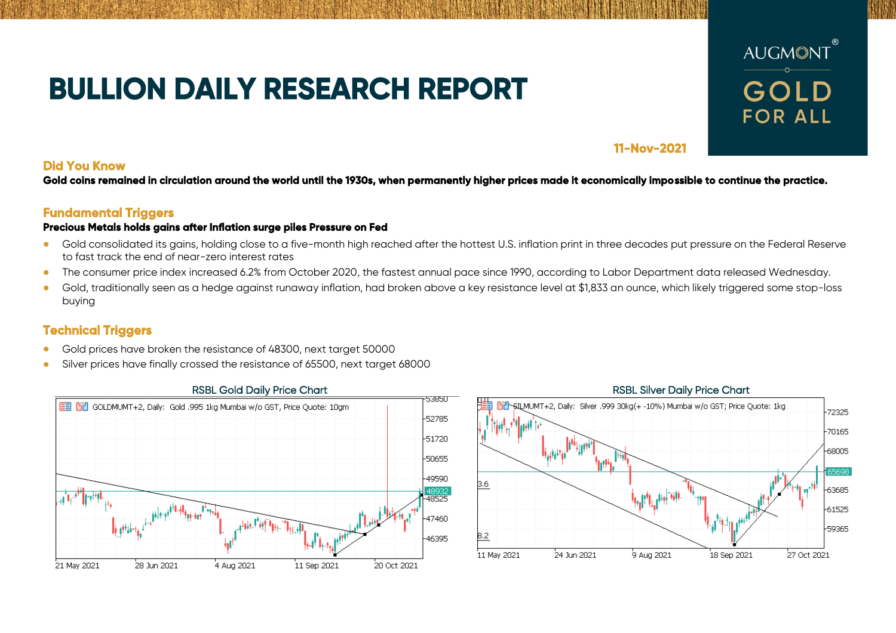# BULLION DAILY RESEARCH REPORT

AUGMONT GOLD FOR ALL

**11-Nov-2021**

## Did You Know

**Gold coins remained in circulation around the world until the 1930s, when permanently higher prices made it economically impossible to continue the practice.**

## Fundamental Triggers

**Precious Metals holds gains after Inflation surge piles Pressure on Fed**

- Gold consolidated its gains, holding close to a five-month high reached after the hottest U.S. inflation print in three decades put pressure on the Federal Reserve to fast track the end of near-zero interest rates
- The consumer price index increased 6.2% from October 2020, the fastest annual pace since 1990, according to Labor Department data released Wednesday.
- Gold, traditionally seen as a hedge against runaway inflation, had broken above a key resistance level at $1,833 an ounce, which likely triggered some stop-loss buying

## Technical Triggers

- Gold prices have broken the resistance of 48300, next target 50000
- Silver prices have finally crossed the resistance of 65500, next target 68000

RSBL Gold Daily Price Chart

RSBL Silver Daily Price Chart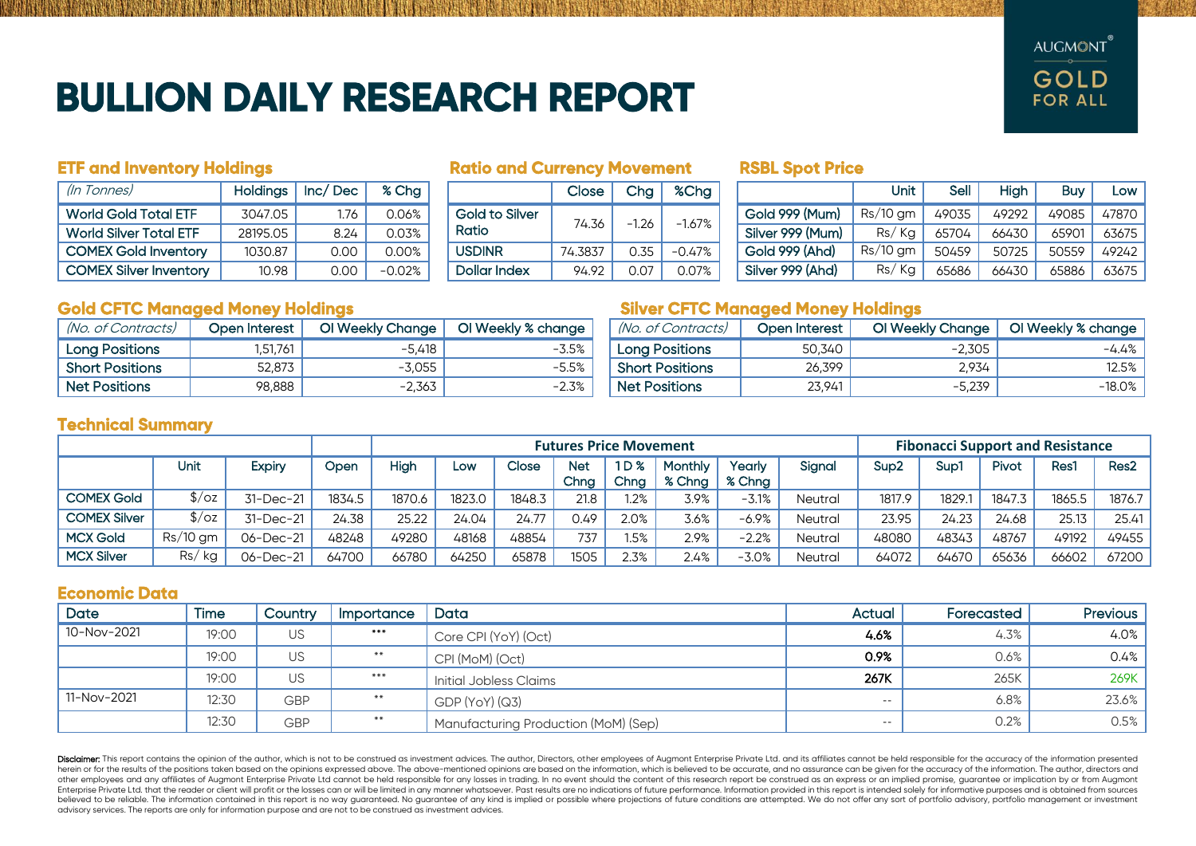# BULLION DAILY RESEARCH REPORT

AUGMONT GOLD FOR ALL

## ETF and Inventory Holdings

| *(In Tonnes)* | Holdings | Inc/ Dec | % Chg |
|---|---|---|---|
| World Gold Total ETF | 3047.05 | 1.76 | 0.06% |
| World Silver Total ETF | 28195.05 | 8.24 | 0.03% |
| COMEX Gold Inventory | 1030.87 | 0.00 | 0.00% |
| COMEX Silver Inventory | 10.98 | 0.00 | -0.02% |

## Ratio and Currency Movement

| | Close | Chg | %Chg |
|---|---|---|---|
| Gold to Silver Ratio | 74.36 | -1.26 | -1.67% |
| USDINR | 74.3837 | 0.35 | -0.47% |
| Dollar Index | 94.92 | 0.07 | 0.07% |

## RSBL Spot Price

| | Unit | Sell | High | Buy | Low |
|---|---|---|---|---|---|
| Gold 999 (Mum) | Rs/10 gm | 49035 | 49292 | 49085 | 47870 |
| Silver 999 (Mum) | Rs/ Kg | 65704 | 66430 | 65901 | 63675 |
| Gold 999 (Ahd) | Rs/10 gm | 50459 | 50725 | 50559 | 49242 |
| Silver 999 (Ahd) | Rs/ Kg | 65686 | 66430 | 65886 | 63675 |

## Gold CFTC Managed Money Holdings

| *(No. of Contracts)* | Open Interest | OI Weekly Change | OI Weekly % change |
|---|---|---|---|
| Long Positions | 1,51,761 | -5,418 | -3.5% |
| Short Positions | 52,873 | -3,055 | -5.5% |
| Net Positions | 98,888 | -2,363 | -2.3% |

## Silver CFTC Managed Money Holdings

| *(No. of Contracts)* | Open Interest | OI Weekly Change | OI Weekly % change |
|---|---|---|---|
| Long Positions | 50,340 | -2,305 | -4.4% |
| Short Positions | 26,399 | 2,934 | 12.5% |
| Net Positions | 23,941 | -5,239 | -18.0% |

## Technical Summary

| | | | | Futures Price Movement | | | | | | | | Fibonacci Support and Resistance | | | | |
|---|---|---|---|---|---|---|---|---|---|---|---|---|---|---|---|---|
| | Unit | Expiry | Open | High | Low | Close | Net Chng | 1 D % Chng | Monthly % Chng | Yearly % Chng | Signal | Sup2 | Sup1 | Pivot | Res1 | Res2 |
| COMEX Gold | $/oz | 31-Dec-21 | 1834.5 | 1870.6 | 1823.0 | 1848.3 | 21.8 | 1.2% | 3.9% | -3.1% | Neutral | 1817.9 | 1829.1 | 1847.3 | 1865.5 | 1876.7 |
| COMEX Silver | $/oz | 31-Dec-21 | 24.38 | 25.22 | 24.04 | 24.77 | 0.49 | 2.0% | 3.6% | -6.9% | Neutral | 23.95 | 24.23 | 24.68 | 25.13 | 25.41 |
| MCX Gold | Rs/10 gm | 06-Dec-21 | 48248 | 49280 | 48168 | 48854 | 737 | 1.5% | 2.9% | -2.2% | Neutral | 48080 | 48343 | 48767 | 49192 | 49455 |
| MCX Silver | Rs/ kg | 06-Dec-21 | 64700 | 66780 | 64250 | 65878 | 1505 | 2.3% | 2.4% | -3.0% | Neutral | 64072 | 64670 | 65636 | 66602 | 67200 |

## Economic Data

| Date | Time | Country | Importance | Data | Actual | Forecasted | Previous |
|---|---|---|---|---|---|---|---|
| 10-Nov-2021 | 19:00 | US | *** | Core CPI (YoY) (Oct) | **4.6%** | 4.3% | 4.0% |
| | 19:00 | US | ** | CPI (MoM) (Oct) | **0.9%** | 0.6% | 0.4% |
| | 19:00 | US | *** | Initial Jobless Claims | **267K** | 265K | 269K |
| 11-Nov-2021 | 12:30 | GBP | ** | GDP (YoY) (Q3) | -- | 6.8% | 23.6% |
| | 12:30 | GBP | ** | Manufacturing Production (MoM) (Sep) | -- | 0.2% | 0.5% |

**Disclaimer:** This report contains the opinion of the author, which is not to be construed as investment advices. The author, Directors, other employees of Augmont Enterprise Private Ltd. and its affiliates cannot be held responsible for the accuracy of the information presented herein or for the results of the positions taken based on the opinions expressed above. The above-mentioned opinions are based on the information, which is believed to be accurate, and no assurance can be given for the accuracy of the information. The author, directors and other employees and any affiliates of Augmont Enterprise Private Ltd cannot be held responsible for any losses in trading. In no event should the content of this research report be construed as an express or an implied promise, guarantee or implication by or from Augmont Enterprise Private Ltd. that the reader or client will profit or the losses can or will be limited in any manner whatsoever. Past results are no indications of future performance. Information provided in this report is intended solely for informative purposes and is obtained from sources believed to be reliable. The information contained in this report is no way guaranteed. No guarantee of any kind is implied or possible where projections of future conditions are attempted. We do not offer any sort of portfolio advisory, portfolio management or investment advisory services. The reports are only for information purpose and are not to be construed as investment advices.